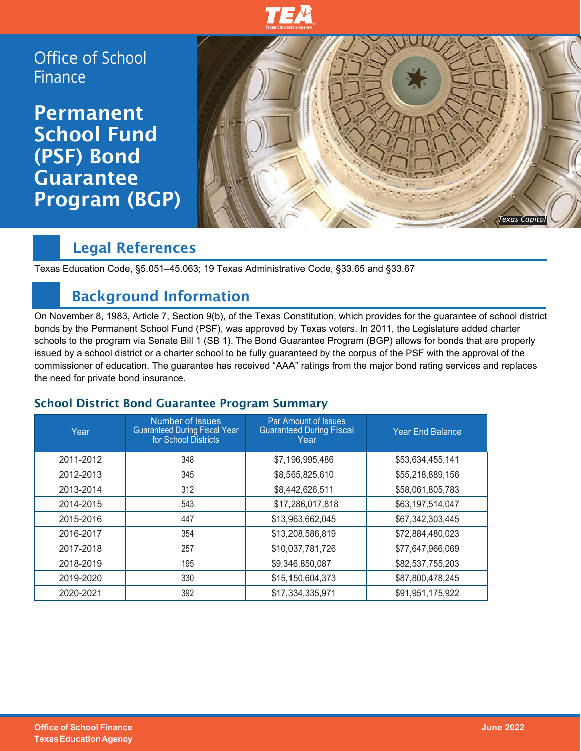Office of School Finance

# Permanent School Fund (PSF) Bond Guarantee Program (BGP)

Texas Capitol

## Legal References

Texas Education Code, §5.051–45.063; 19 Texas Administrative Code, §33.65 and §33.67

## Background Information

On November 8, 1983, Article 7, Section 9(b), of the Texas Constitution, which provides for the guarantee of school district bonds by the Permanent School Fund (PSF), was approved by Texas voters. In 2011, the Legislature added charter schools to the program via Senate Bill 1 (SB 1). The Bond Guarantee Program (BGP) allows for bonds that are properly issued by a school district or a charter school to be fully guaranteed by the corpus of the PSF with the approval of the commissioner of education. The guarantee has received "AAA" ratings from the major bond rating services and replaces the need for private bond insurance.

### School District Bond Guarantee Program Summary

| Year | Number of Issues Guaranteed During Fiscal Year for School Districts | Par Amount of Issues Guaranteed During Fiscal Year | Year End Balance |
|---|---|---|---|
| 2011-2012 | 348 | $7,196,995,486 | $53,634,455,141 |
| 2012-2013 | 345 | $8,565,825,610 | $55,218,889,156 |
| 2013-2014 | 312 | $8,442,626,511 | $58,061,805,783 |
| 2014-2015 | 543 | $17,286,017,818 | $63,197,514,047 |
| 2015-2016 | 447 | $13,963,662,045 | $67,342,303,445 |
| 2016-2017 | 354 | $13,208,586,819 | $72,884,480,023 |
| 2017-2018 | 257 | $10,037,781,726 | $77,647,966,069 |
| 2018-2019 | 195 | $9,346,850,087 | $82,537,755,203 |
| 2019-2020 | 330 | $15,150,604,373 | $87,800,478,245 |
| 2020-2021 | 392 | $17,334,335,971 | $91,951,175,922 |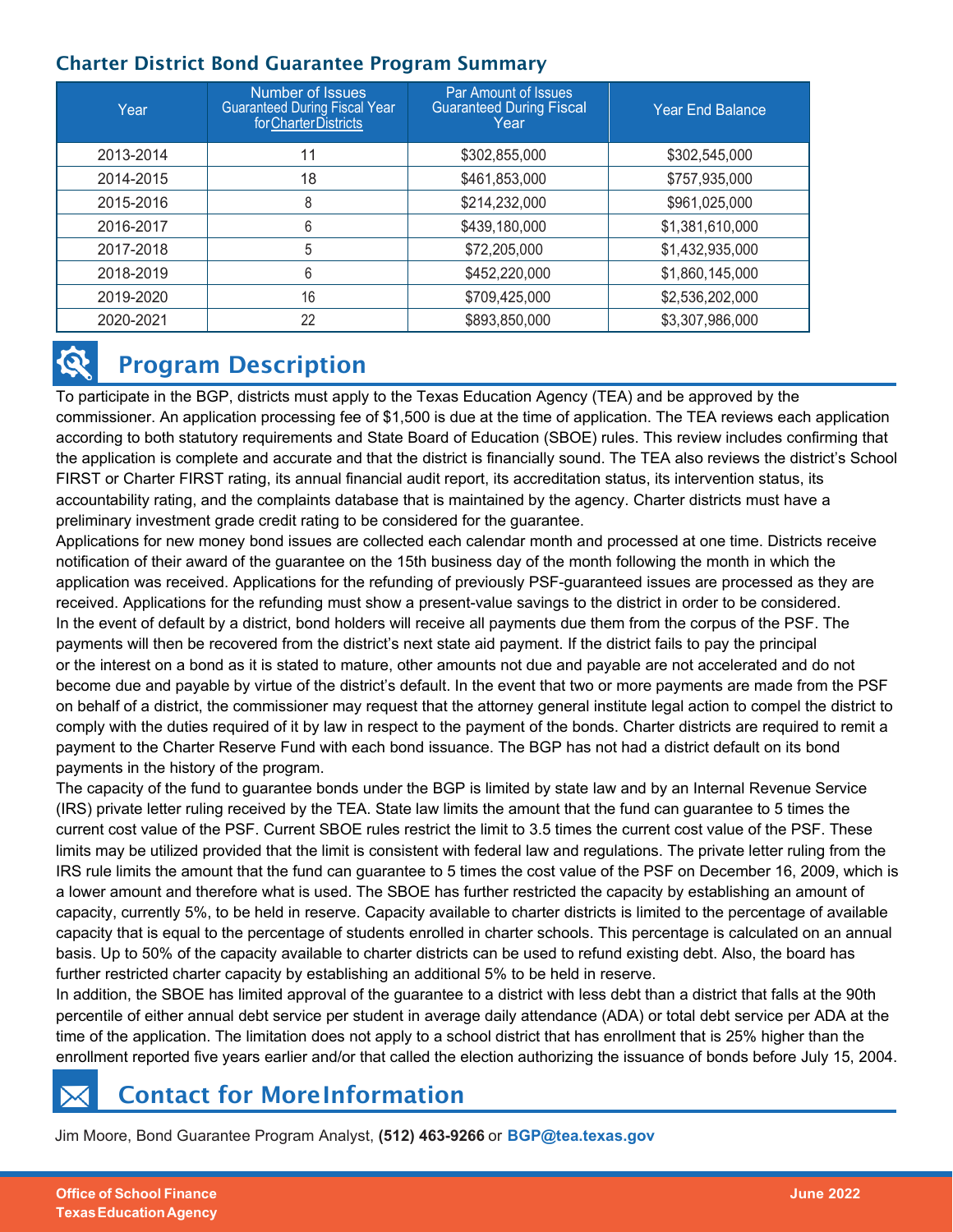## Charter District Bond Guarantee Program Summary

| Year | Number of Issues Guaranteed During Fiscal Year for Charter Districts | Par Amount of Issues Guaranteed During Fiscal Year | Year End Balance |
|---|---|---|---|
| 2013-2014 | 11 | $302,855,000 | $302,545,000 |
| 2014-2015 | 18 | $461,853,000 | $757,935,000 |
| 2015-2016 | 8 | $214,232,000 | $961,025,000 |
| 2016-2017 | 6 | $439,180,000 | $1,381,610,000 |
| 2017-2018 | 5 | $72,205,000 | $1,432,935,000 |
| 2018-2019 | 6 | $452,220,000 | $1,860,145,000 |
| 2019-2020 | 16 | $709,425,000 | $2,536,202,000 |
| 2020-2021 | 22 | $893,850,000 | $3,307,986,000 |

## Program Description

To participate in the BGP, districts must apply to the Texas Education Agency (TEA) and be approved by the commissioner. An application processing fee of $1,500 is due at the time of application. The TEA reviews each application according to both statutory requirements and State Board of Education (SBOE) rules. This review includes confirming that the application is complete and accurate and that the district is financially sound. The TEA also reviews the district's School FIRST or Charter FIRST rating, its annual financial audit report, its accreditation status, its intervention status, its accountability rating, and the complaints database that is maintained by the agency. Charter districts must have a preliminary investment grade credit rating to be considered for the guarantee.

Applications for new money bond issues are collected each calendar month and processed at one time. Districts receive notification of their award of the guarantee on the 15th business day of the month following the month in which the application was received. Applications for the refunding of previously PSF-guaranteed issues are processed as they are received. Applications for the refunding must show a present-value savings to the district in order to be considered.

In the event of default by a district, bond holders will receive all payments due them from the corpus of the PSF. The payments will then be recovered from the district's next state aid payment. If the district fails to pay the principal or the interest on a bond as it is stated to mature, other amounts not due and payable are not accelerated and do not become due and payable by virtue of the district's default. In the event that two or more payments are made from the PSF on behalf of a district, the commissioner may request that the attorney general institute legal action to compel the district to comply with the duties required of it by law in respect to the payment of the bonds. Charter districts are required to remit a payment to the Charter Reserve Fund with each bond issuance. The BGP has not had a district default on its bond payments in the history of the program.

The capacity of the fund to guarantee bonds under the BGP is limited by state law and by an Internal Revenue Service (IRS) private letter ruling received by the TEA. State law limits the amount that the fund can guarantee to 5 times the current cost value of the PSF. Current SBOE rules restrict the limit to 3.5 times the current cost value of the PSF. These limits may be utilized provided that the limit is consistent with federal law and regulations. The private letter ruling from the IRS rule limits the amount that the fund can guarantee to 5 times the cost value of the PSF on December 16, 2009, which is a lower amount and therefore what is used. The SBOE has further restricted the capacity by establishing an amount of capacity, currently 5%, to be held in reserve. Capacity available to charter districts is limited to the percentage of available capacity that is equal to the percentage of students enrolled in charter schools. This percentage is calculated on an annual basis. Up to 50% of the capacity available to charter districts can be used to refund existing debt. Also, the board has further restricted charter capacity by establishing an additional 5% to be held in reserve.

In addition, the SBOE has limited approval of the guarantee to a district with less debt than a district that falls at the 90th percentile of either annual debt service per student in average daily attendance (ADA) or total debt service per ADA at the time of the application. The limitation does not apply to a school district that has enrollment that is 25% higher than the enrollment reported five years earlier and/or that called the election authorizing the issuance of bonds before July 15, 2004.

## Contact for More Information

Jim Moore, Bond Guarantee Program Analyst, **(512) 463-9266** or **BGP@tea.texas.gov**

**Office of School Finance**
**Texas Education Agency**

**June 2022**